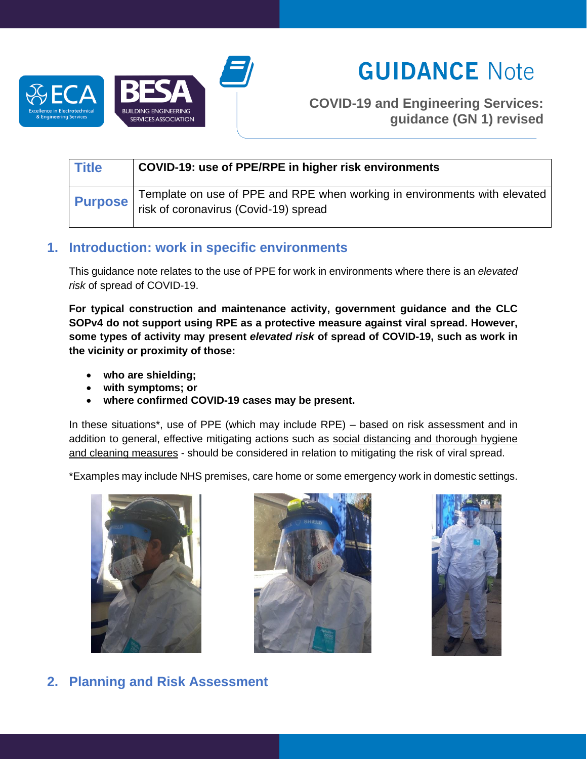# GUIDANCE Note

**COVID-19 and Engineering Services: guidance (GN 1) revised**

| Title | COVID-19: use of PPE/RPE in higher risk environments |
| --- | --- |
| Purpose | Template on use of PPE and RPE when working in environments with elevated risk of coronavirus (Covid-19) spread |

## 1. Introduction: work in specific environments

This guidance note relates to the use of PPE for work in environments where there is an *elevated risk* of spread of COVID-19.

**For typical construction and maintenance activity, government guidance and the CLC SOPv4 do not support using RPE as a protective measure against viral spread. However, some types of activity may present *elevated risk* of spread of COVID-19, such as work in the vicinity or proximity of those:**

- **who are shielding;**
- **with symptoms; or**
- **where confirmed COVID-19 cases may be present.**

In these situations\*, use of PPE (which may include RPE) – based on risk assessment and in addition to general, effective mitigating actions such as social distancing and thorough hygiene and cleaning measures - should be considered in relation to mitigating the risk of viral spread.

\*Examples may include NHS premises, care home or some emergency work in domestic settings.

## 2. Planning and Risk Assessment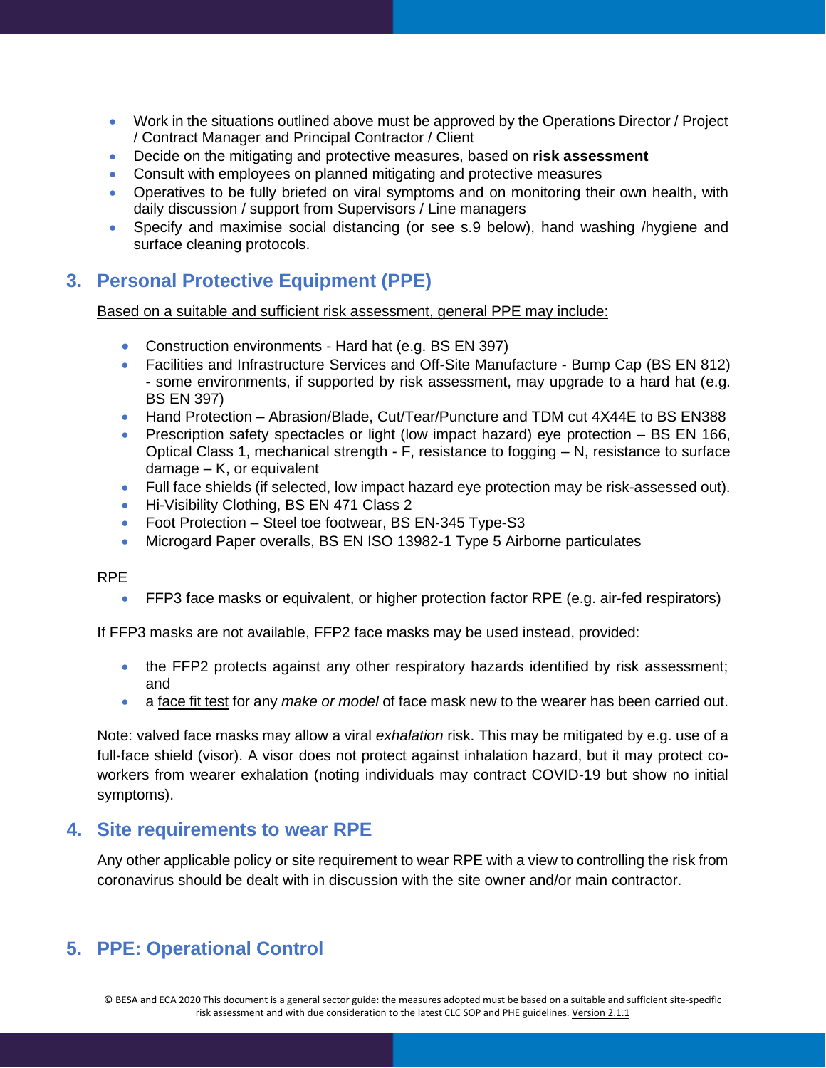- Work in the situations outlined above must be approved by the Operations Director / Project / Contract Manager and Principal Contractor / Client
- Decide on the mitigating and protective measures, based on **risk assessment**
- Consult with employees on planned mitigating and protective measures
- Operatives to be fully briefed on viral symptoms and on monitoring their own health, with daily discussion / support from Supervisors / Line managers
- Specify and maximise social distancing (or see s.9 below), hand washing /hygiene and surface cleaning protocols.

## 3. Personal Protective Equipment (PPE)

Based on a suitable and sufficient risk assessment, general PPE may include:

- Construction environments - Hard hat (e.g. BS EN 397)
- Facilities and Infrastructure Services and Off-Site Manufacture - Bump Cap (BS EN 812) - some environments, if supported by risk assessment, may upgrade to a hard hat (e.g. BS EN 397)
- Hand Protection – Abrasion/Blade, Cut/Tear/Puncture and TDM cut 4X44E to BS EN388
- Prescription safety spectacles or light (low impact hazard) eye protection – BS EN 166, Optical Class 1, mechanical strength - F, resistance to fogging – N, resistance to surface damage – K, or equivalent
- Full face shields (if selected, low impact hazard eye protection may be risk-assessed out).
- Hi-Visibility Clothing, BS EN 471 Class 2
- Foot Protection – Steel toe footwear, BS EN-345 Type-S3
- Microgard Paper overalls, BS EN ISO 13982-1 Type 5 Airborne particulates

RPE

- FFP3 face masks or equivalent, or higher protection factor RPE (e.g. air-fed respirators)

If FFP3 masks are not available, FFP2 face masks may be used instead, provided:

- the FFP2 protects against any other respiratory hazards identified by risk assessment; and
- a face fit test for any *make or model* of face mask new to the wearer has been carried out.

Note: valved face masks may allow a viral *exhalation* risk. This may be mitigated by e.g. use of a full-face shield (visor). A visor does not protect against inhalation hazard, but it may protect co-workers from wearer exhalation (noting individuals may contract COVID-19 but show no initial symptoms).

## 4. Site requirements to wear RPE

Any other applicable policy or site requirement to wear RPE with a view to controlling the risk from coronavirus should be dealt with in discussion with the site owner and/or main contractor.

## 5. PPE: Operational Control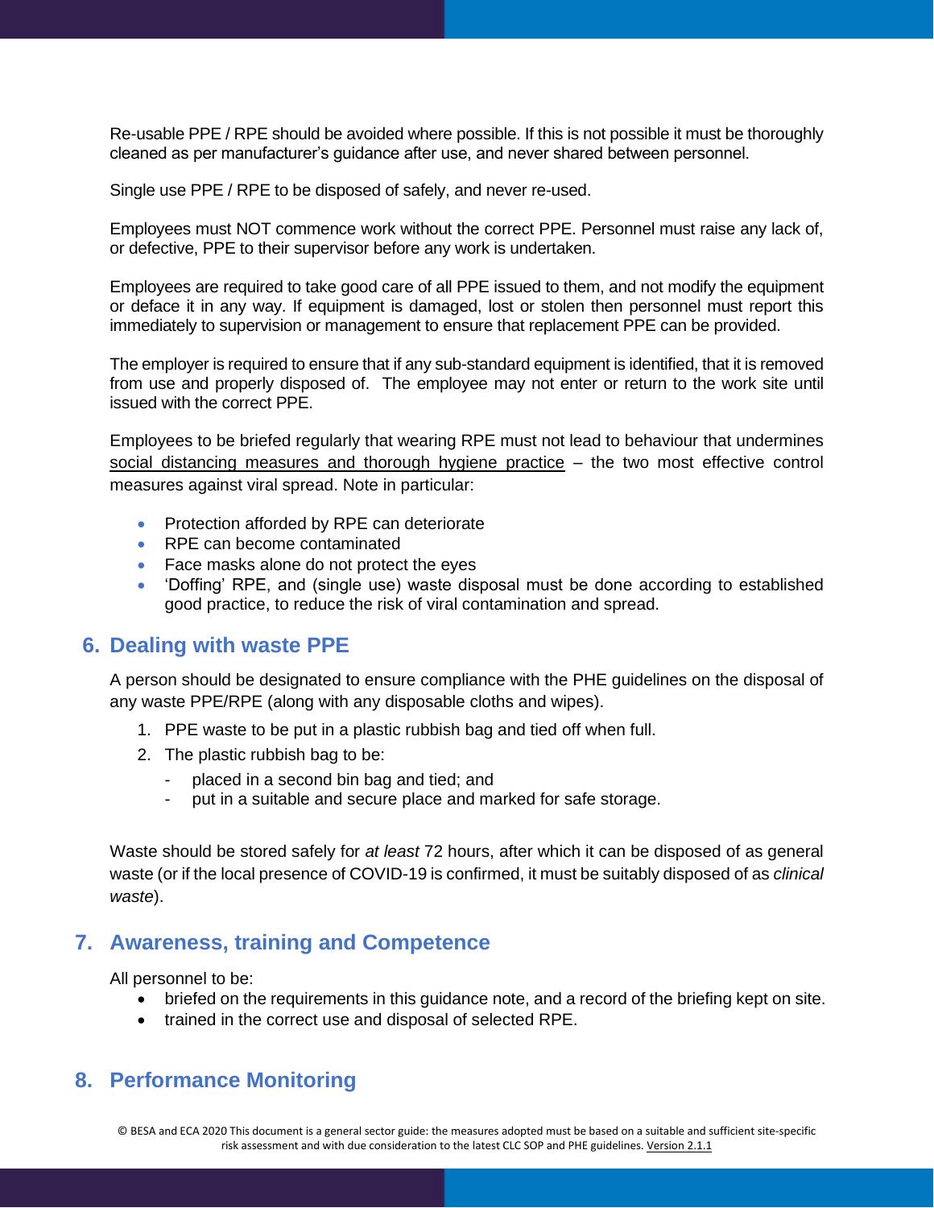Re-usable PPE / RPE should be avoided where possible. If this is not possible it must be thoroughly cleaned as per manufacturer's guidance after use, and never shared between personnel.

Single use PPE / RPE to be disposed of safely, and never re-used.

Employees must NOT commence work without the correct PPE. Personnel must raise any lack of, or defective, PPE to their supervisor before any work is undertaken.

Employees are required to take good care of all PPE issued to them, and not modify the equipment or deface it in any way. If equipment is damaged, lost or stolen then personnel must report this immediately to supervision or management to ensure that replacement PPE can be provided.

The employer is required to ensure that if any sub-standard equipment is identified, that it is removed from use and properly disposed of. The employee may not enter or return to the work site until issued with the correct PPE.

Employees to be briefed regularly that wearing RPE must not lead to behaviour that undermines social distancing measures and thorough hygiene practice – the two most effective control measures against viral spread. Note in particular:

- Protection afforded by RPE can deteriorate
- RPE can become contaminated
- Face masks alone do not protect the eyes
- 'Doffing' RPE, and (single use) waste disposal must be done according to established good practice, to reduce the risk of viral contamination and spread.

## 6. Dealing with waste PPE

A person should be designated to ensure compliance with the PHE guidelines on the disposal of any waste PPE/RPE (along with any disposable cloths and wipes).

1. PPE waste to be put in a plastic rubbish bag and tied off when full.
2. The plastic rubbish bag to be:
   - placed in a second bin bag and tied; and
   - put in a suitable and secure place and marked for safe storage.

Waste should be stored safely for *at least* 72 hours, after which it can be disposed of as general waste (or if the local presence of COVID-19 is confirmed, it must be suitably disposed of as *clinical waste*).

## 7. Awareness, training and Competence

All personnel to be:

- briefed on the requirements in this guidance note, and a record of the briefing kept on site.
- trained in the correct use and disposal of selected RPE.

## 8. Performance Monitoring

© BESA and ECA 2020 This document is a general sector guide: the measures adopted must be based on a suitable and sufficient site-specific risk assessment and with due consideration to the latest CLC SOP and PHE guidelines. Version 2.1.1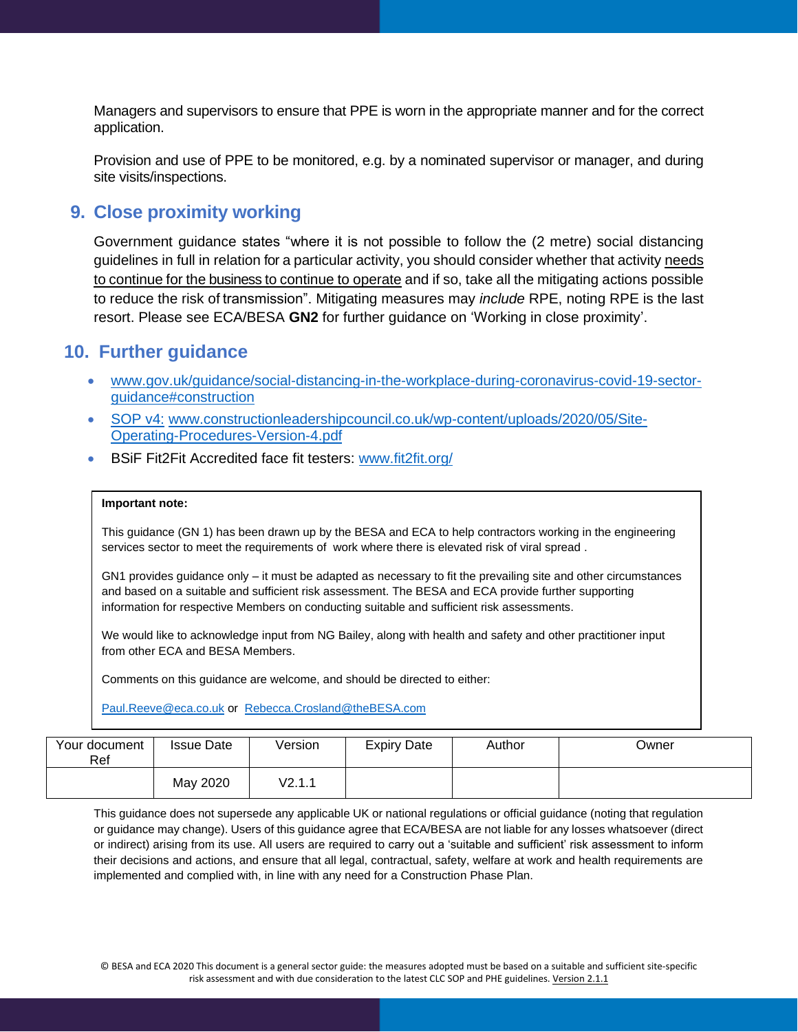Managers and supervisors to ensure that PPE is worn in the appropriate manner and for the correct application.

Provision and use of PPE to be monitored, e.g. by a nominated supervisor or manager, and during site visits/inspections.

## 9. Close proximity working

Government guidance states "where it is not possible to follow the (2 metre) social distancing guidelines in full in relation for a particular activity, you should consider whether that activity needs to continue for the business to continue to operate and if so, take all the mitigating actions possible to reduce the risk of transmission". Mitigating measures may *include* RPE, noting RPE is the last resort. Please see ECA/BESA **GN2** for further guidance on 'Working in close proximity'.

## 10. Further guidance

- www.gov.uk/guidance/social-distancing-in-the-workplace-during-coronavirus-covid-19-sector-guidance#construction
- SOP v4: www.constructionleadershipcouncil.co.uk/wp-content/uploads/2020/05/Site-Operating-Procedures-Version-4.pdf
- BSiF Fit2Fit Accredited face fit testers: www.fit2fit.org/

**Important note:**

This guidance (GN 1) has been drawn up by the BESA and ECA to help contractors working in the engineering services sector to meet the requirements of work where there is elevated risk of viral spread .

GN1 provides guidance only – it must be adapted as necessary to fit the prevailing site and other circumstances and based on a suitable and sufficient risk assessment. The BESA and ECA provide further supporting information for respective Members on conducting suitable and sufficient risk assessments.

We would like to acknowledge input from NG Bailey, along with health and safety and other practitioner input from other ECA and BESA Members.

Comments on this guidance are welcome, and should be directed to either:

Paul.Reeve@eca.co.uk or Rebecca.Crosland@theBESA.com

| Your document Ref | Issue Date | Version | Expiry Date | Author | Owner |
|---|---|---|---|---|---|
| | May 2020 | V2.1.1 | | | |

This guidance does not supersede any applicable UK or national regulations or official guidance (noting that regulation or guidance may change). Users of this guidance agree that ECA/BESA are not liable for any losses whatsoever (direct or indirect) arising from its use. All users are required to carry out a 'suitable and sufficient' risk assessment to inform their decisions and actions, and ensure that all legal, contractual, safety, welfare at work and health requirements are implemented and complied with, in line with any need for a Construction Phase Plan.